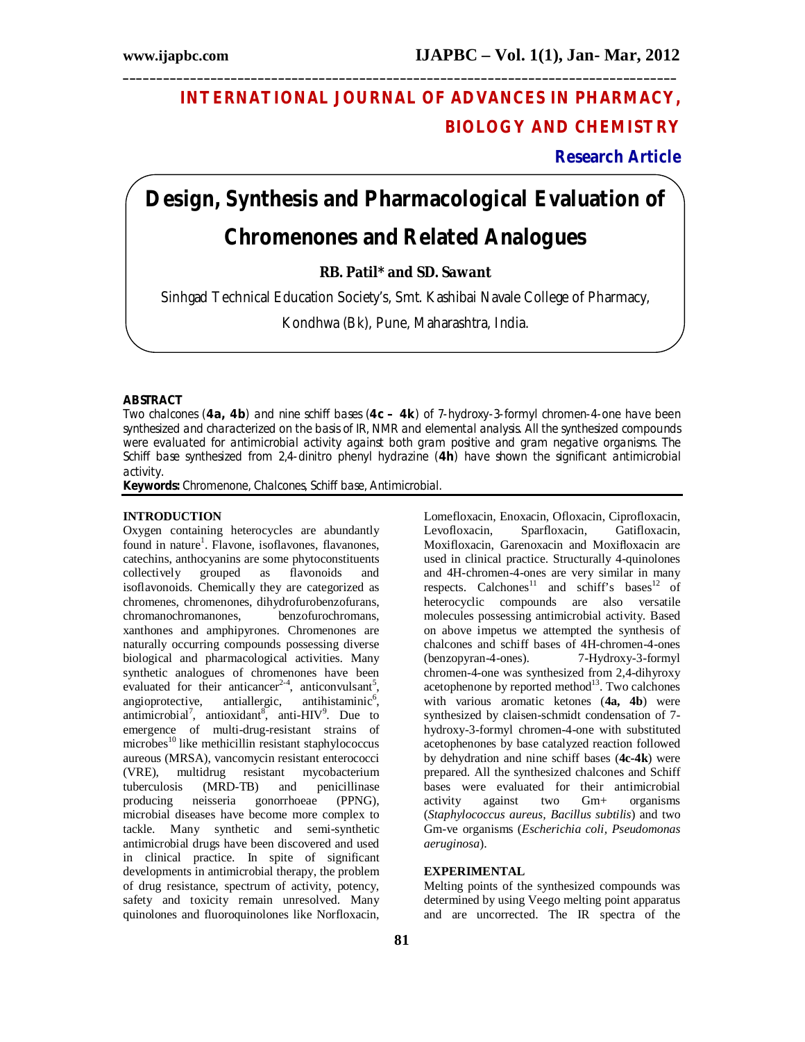# INTERNATIONAL JOURNAL OF ADVANCES IN PHARMACY, BIOLOGY AND CHEMISTRY

**Research Article**

# Design, Synthesis and Pharmacological Evaluation of Chromenones and Related Analogues

**RB. Patil* and SD. Sawant**

Sinhgad Technical Education Society's, Smt. Kashibai Navale College of Pharmacy, Kondhwa (Bk), Pune, Maharashtra, India.

### ABSTRACT

*Two chalcones (**4a, 4b**) and nine schiff bases (**4c – 4k**) of 7-hydroxy-3-formyl chromen-4-one have been synthesized and characterized on the basis of IR, NMR and elemental analysis. All the synthesized compounds were evaluated for antimicrobial activity against both gram positive and gram negative organisms. The Schiff base synthesized from 2,4-dinitro phenyl hydrazine (**4h**) have shown the significant antimicrobial activity.*

**Keywords:** Chromenone, Chalcones, Schiff base, Antimicrobial.

### INTRODUCTION

Oxygen containing heterocycles are abundantly found in nature[1]. Flavone, isoflavones, flavanones, catechins, anthocyanins are some phytoconstituents collectively grouped as flavonoids and isoflavonoids. Chemically they are categorized as chromenes, chromenones, dihydrofurobenzofurans, chromanochromanones, benzofurochromans, xanthones and amphipyrones. Chromenones are naturally occurring compounds possessing diverse biological and pharmacological activities. Many synthetic analogues of chromenones have been evaluated for their anticancer[2-4], anticonvulsant[5], angioprotective, antiallergic, antihistaminic[6], antimicrobial[7], antioxidant[8], anti-HIV[9]. Due to emergence of multi-drug-resistant strains of microbes[10] like methicillin resistant staphylococcus aureous (MRSA), vancomycin resistant enterococci (VRE), multidrug resistant mycobacterium tuberculosis (MRD-TB) and penicillinase producing neisseria gonorrhoeae (PPNG), microbial diseases have become more complex to tackle. Many synthetic and semi-synthetic antimicrobial drugs have been discovered and used in clinical practice. In spite of significant developments in antimicrobial therapy, the problem of drug resistance, spectrum of activity, potency, safety and toxicity remain unresolved. Many quinolones and fluoroquinolones like Norfloxacin, Lomefloxacin, Enoxacin, Ofloxacin, Ciprofloxacin, Levofloxacin, Sparfloxacin, Gatifloxacin, Moxifloxacin, Garenoxacin and Moxifloxacin are used in clinical practice. Structurally 4-quinolones and 4H-chromen-4-ones are very similar in many respects. Calchones[11] and schiff's bases[12] of heterocyclic compounds are also versatile molecules possessing antimicrobial activity. Based on above impetus we attempted the synthesis of chalcones and schiff bases of 4H-chromen-4-ones (benzopyran-4-ones). 7-Hydroxy-3-formyl chromen-4-one was synthesized from 2,4-dihyroxy acetophenone by reported method[13]. Two calchones with various aromatic ketones (**4a, 4b**) were synthesized by claisen-schmidt condensation of 7-hydroxy-3-formyl chromen-4-one with substituted acetophenones by base catalyzed reaction followed by dehydration and nine schiff bases (**4c-4k**) were prepared. All the synthesized chalcones and Schiff bases were evaluated for their antimicrobial activity against two Gm+ organisms (*Staphylococcus aureus, Bacillus subtilis*) and two Gm-ve organisms (*Escherichia coli, Pseudomonas aeruginosa*).

### EXPERIMENTAL

Melting points of the synthesized compounds was determined by using Veego melting point apparatus and are uncorrected. The IR spectra of the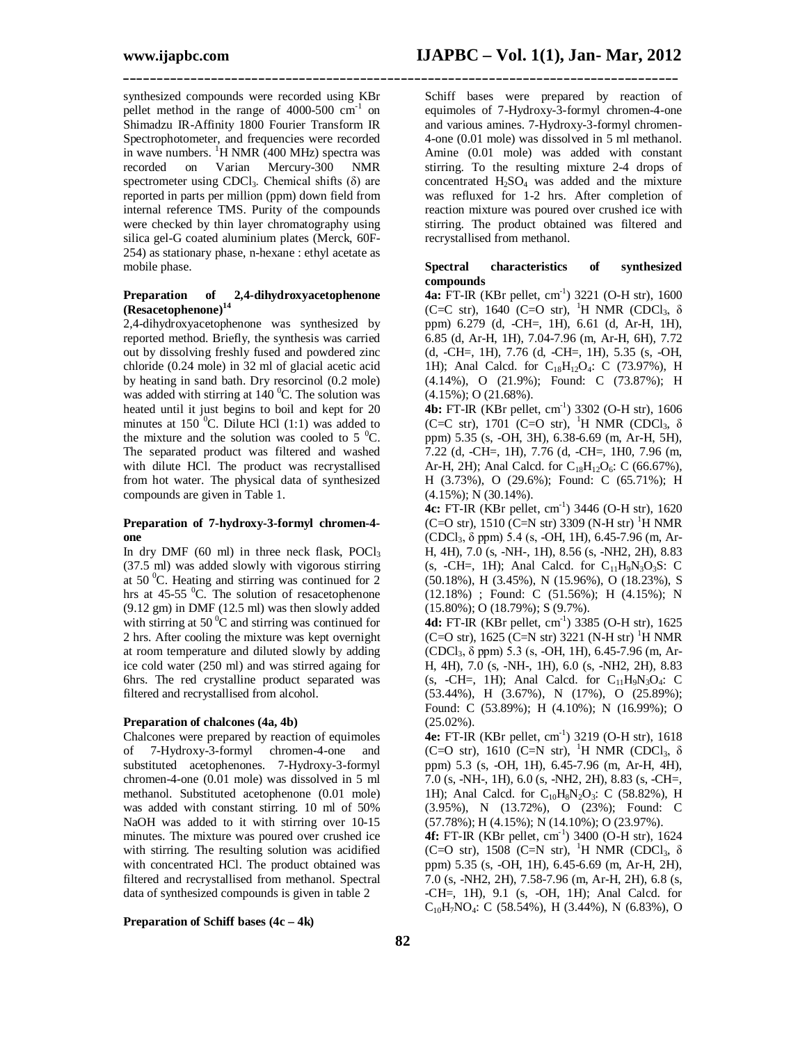synthesized compounds were recorded using KBr pellet method in the range of 4000-500 $cm^{-1}$ on Shimadzu IR-Affinity 1800 Fourier Transform IR Spectrophotometer, and frequencies were recorded in wave numbers. $^1$H NMR (400 MHz) spectra was recorded on Varian Mercury-300 NMR spectrometer using $CDCl_3$. Chemical shifts (δ) are reported in parts per million (ppm) down field from internal reference TMS. Purity of the compounds were checked by thin layer chromatography using silica gel-G coated aluminium plates (Merck, 60F-254) as stationary phase, n-hexane : ethyl acetate as mobile phase.

**Preparation of 2,4-dihydroxyacetophenone (Resacetophenone)[14]**

2,4-dihydroxyacetophenone was synthesized by reported method. Briefly, the synthesis was carried out by dissolving freshly fused and powdered zinc chloride (0.24 mole) in 32 ml of glacial acetic acid by heating in sand bath. Dry resorcinol (0.2 mole) was added with stirring at 140 $^0$C. The solution was heated until it just begins to boil and kept for 20 minutes at 150 $^0$C. Dilute HCl (1:1) was added to the mixture and the solution was cooled to 5 $^0$C. The separated product was filtered and washed with dilute HCl. The product was recrystallised from hot water. The physical data of synthesized compounds are given in Table 1.

**Preparation of 7-hydroxy-3-formyl chromen-4-one**

In dry DMF (60 ml) in three neck flask, $POCl_3$ (37.5 ml) was added slowly with vigorous stirring at 50 $^0$C. Heating and stirring was continued for 2 hrs at 45-55 $^0$C. The solution of resacetophenone (9.12 gm) in DMF (12.5 ml) was then slowly added with stirring at 50 $^0$C and stirring was continued for 2 hrs. After cooling the mixture was kept overnight at room temperature and diluted slowly by adding ice cold water (250 ml) and was stirred againg for 6hrs. The red crystalline product separated was filtered and recrystallised from alcohol.

**Preparation of chalcones (4a, 4b)**

Chalcones were prepared by reaction of equimoles of 7-Hydroxy-3-formyl chromen-4-one and substituted acetophenones. 7-Hydroxy-3-formyl chromen-4-one (0.01 mole) was dissolved in 5 ml methanol. Substituted acetophenone (0.01 mole) was added with constant stirring. 10 ml of 50% NaOH was added to it with stirring over 10-15 minutes. The mixture was poured over crushed ice with stirring. The resulting solution was acidified with concentrated HCl. The product obtained was filtered and recrystallised from methanol. Spectral data of synthesized compounds is given in table 2

**Preparation of Schiff bases (4c – 4k)**

Schiff bases were prepared by reaction of equimoles of 7-Hydroxy-3-formyl chromen-4-one and various amines. 7-Hydroxy-3-formyl chromen-4-one (0.01 mole) was dissolved in 5 ml methanol. Amine (0.01 mole) was added with constant stirring. To the resulting mixture 2-4 drops of concentrated $H_2SO_4$ was added and the mixture was refluxed for 1-2 hrs. After completion of reaction mixture was poured over crushed ice with stirring. The product obtained was filtered and recrystallised from methanol.

**Spectral characteristics of synthesized compounds**

**4a:** FT-IR (KBr pellet, $cm^{-1}$) 3221 (O-H str), 1600 (C=C str), 1640 (C=O str), $^1$H NMR ($CDCl_3$, δ ppm) 6.279 (d, -CH=, 1H), 6.61 (d, Ar-H, 1H), 6.85 (d, Ar-H, 1H), 7.04-7.96 (m, Ar-H, 6H), 7.72 (d, -CH=, 1H), 7.76 (d, -CH=, 1H), 5.35 (s, -OH, 1H); Anal Calcd. for $C_{18}H_{12}O_4$: C (73.97%), H (4.14%), O (21.9%); Found: C (73.87%); H (4.15%); O (21.68%).

**4b:** FT-IR (KBr pellet, $cm^{-1}$) 3302 (O-H str), 1606 (C=C str), 1701 (C=O str), $^1$H NMR ($CDCl_3$, δ ppm) 5.35 (s, -OH, 3H), 6.38-6.69 (m, Ar-H, 5H), 7.22 (d, -CH=, 1H), 7.76 (d, -CH=, 1H0, 7.96 (m, Ar-H, 2H); Anal Calcd. for $C_{18}H_{12}O_6$: C (66.67%), H (3.73%), O (29.6%); Found: C (65.71%); H (4.15%); N (30.14%).

**4c:** FT-IR (KBr pellet, $cm^{-1}$) 3446 (O-H str), 1620 (C=O str), 1510 (C=N str) 3309 (N-H str) $^1$H NMR ($CDCl_3$, δ ppm) 5.4 (s, -OH, 1H), 6.45-7.96 (m, Ar-H, 4H), 7.0 (s, -NH-, 1H), 8.56 (s, -NH2, 2H), 8.83 (s, -CH=, 1H); Anal Calcd. for $C_{11}H_9N_3O_3S$: C (50.18%), H (3.45%), N (15.96%), O (18.23%), S (12.18%) ; Found: C (51.56%); H (4.15%); N (15.80%); O (18.79%); S (9.7%).

**4d:** FT-IR (KBr pellet, $cm^{-1}$) 3385 (O-H str), 1625 (C=O str), 1625 (C=N str) 3221 (N-H str) $^1$H NMR ($CDCl_3$, δ ppm) 5.3 (s, -OH, 1H), 6.45-7.96 (m, Ar-H, 4H), 7.0 (s, -NH-, 1H), 6.0 (s, -NH2, 2H), 8.83 (s, -CH=, 1H); Anal Calcd. for $C_{11}H_9N_3O_4$: C (53.44%), H (3.67%), N (17%), O (25.89%); Found: C (53.89%); H (4.10%); N (16.99%); O (25.02%).

**4e:** FT-IR (KBr pellet, $cm^{-1}$) 3219 (O-H str), 1618 (C=O str), 1610 (C=N str), $^1$H NMR ($CDCl_3$, δ ppm) 5.3 (s, -OH, 1H), 6.45-7.96 (m, Ar-H, 4H), 7.0 (s, -NH-, 1H), 6.0 (s, -NH2, 2H), 8.83 (s, -CH=, 1H); Anal Calcd. for $C_{10}H_8N_2O_3$: C (58.82%), H (3.95%), N (13.72%), O (23%); Found: C (57.78%); H (4.15%); N (14.10%); O (23.97%).

**4f:** FT-IR (KBr pellet, $cm^{-1}$) 3400 (O-H str), 1624 (C=O str), 1508 (C=N str), $^1$H NMR ($CDCl_3$, δ ppm) 5.35 (s, -OH, 1H), 6.45-6.69 (m, Ar-H, 2H), 7.0 (s, -NH2, 2H), 7.58-7.96 (m, Ar-H, 2H), 6.8 (s, -CH=, 1H), 9.1 (s, -OH, 1H); Anal Calcd. for $C_{10}H_7NO_4$: C (58.54%), H (3.44%), N (6.83%), O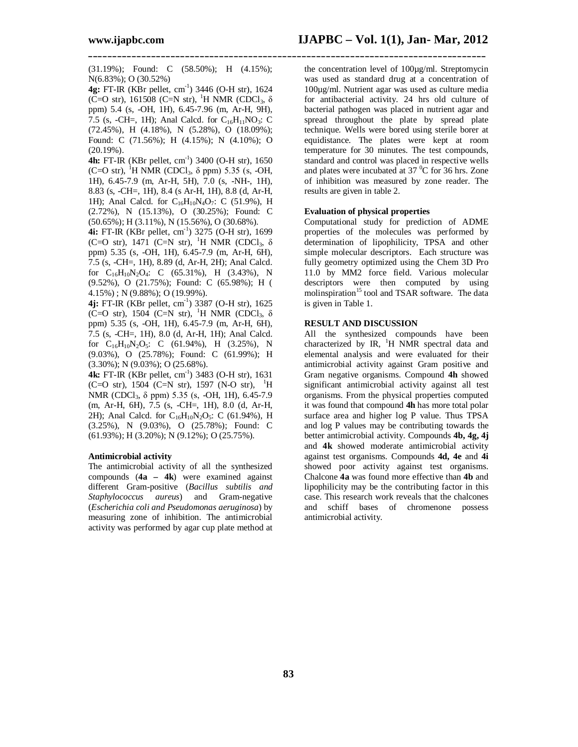(31.19%); Found: C (58.50%); H (4.15%); N(6.83%); O (30.52%)

**4g:** FT-IR (KBr pellet, $cm^{-1}$) 3446 (O-H str), 1624 (C=O str), 161508 (C=N str), $^1H$ NMR ($CDCl_3$, δ ppm) 5.4 (s, -OH, 1H), 6.45-7.96 (m, Ar-H, 9H), 7.5 (s, -CH=, 1H); Anal Calcd. for $C_{16}H_{11}NO_3$: C (72.45%), H (4.18%), N (5.28%), O (18.09%); Found: C (71.56%); H (4.15%); N (4.10%); O (20.19%).

**4h:** FT-IR (KBr pellet, $cm^{-1}$) 3400 (O-H str), 1650 (C=O str), $^1H$ NMR ($CDCl_3$, δ ppm) 5.35 (s, -OH, 1H), 6.45-7.9 (m, Ar-H, 5H), 7.0 (s, -NH-, 1H), 8.83 (s, -CH=, 1H), 8.4 (s Ar-H, 1H), 8.8 (d, Ar-H, 1H); Anal Calcd. for $C_{16}H_{10}N_4O_7$: C (51.9%), H (2.72%), N (15.13%), O (30.25%); Found: C (50.65%); H (3.11%), N (15.56%), O (30.68%).

**4i:** FT-IR (KBr pellet, $cm^{-1}$) 3275 (O-H str), 1699 (C=O str), 1471 (C=N str), $^1H$ NMR ($CDCl_3$, δ ppm) 5.35 (s, -OH, 1H), 6.45-7.9 (m, Ar-H, 6H), 7.5 (s, -CH=, 1H), 8.89 (d, Ar-H, 2H); Anal Calcd. for $C_{16}H_{10}N_2O_4$: C (65.31%), H (3.43%), N (9.52%), O (21.75%); Found: C (65.98%); H ( 4.15%) ; N (9.88%); O (19.99%).

**4j:** FT-IR (KBr pellet, $cm^{-1}$) 3387 (O-H str), 1625 (C=O str), 1504 (C=N str), $^1H$ NMR ($CDCl_3$, δ ppm) 5.35 (s, -OH, 1H), 6.45-7.9 (m, Ar-H, 6H), 7.5 (s, -CH=, 1H), 8.0 (d, Ar-H, 1H); Anal Calcd. for $C_{16}H_{10}N_2O_5$: C (61.94%), H (3.25%), N (9.03%), O (25.78%); Found: C (61.99%); H (3.30%); N (9.03%); O (25.68%).

**4k:** FT-IR (KBr pellet, $cm^{-1}$) 3483 (O-H str), 1631 (C=O str), 1504 (C=N str), 1597 (N-O str), $^1H$ NMR ($CDCl_3$, δ ppm) 5.35 (s, -OH, 1H), 6.45-7.9 (m, Ar-H, 6H), 7.5 (s, -CH=, 1H), 8.0 (d, Ar-H, 2H); Anal Calcd. for $C_{16}H_{10}N_2O_5$: C (61.94%), H (3.25%), N (9.03%), O (25.78%); Found: C (61.93%); H (3.20%); N (9.12%); O (25.75%).

**Antimicrobial activity**

The antimicrobial activity of all the synthesized compounds (**4a – 4k**) were examined against different Gram-positive (*Bacillus subtilis and Staphylococcus aureus*) and Gram-negative (*Escherichia coli and Pseudomonas aeruginosa*) by measuring zone of inhibition. The antimicrobial activity was performed by agar cup plate method at the concentration level of 100µg/ml. Streptomycin was used as standard drug at a concentration of 100µg/ml. Nutrient agar was used as culture media for antibacterial activity. 24 hrs old culture of bacterial pathogen was placed in nutrient agar and spread throughout the plate by spread plate technique. Wells were bored using sterile borer at equidistance. The plates were kept at room temperature for 30 minutes. The test compounds, standard and control was placed in respective wells and plates were incubated at 37 $^0$C for 36 hrs. Zone of inhibition was measured by zone reader. The results are given in table 2.

**Evaluation of physical properties**

Computational study for prediction of ADME properties of the molecules was performed by determination of lipophilicity, TPSA and other simple molecular descriptors. Each structure was fully geometry optimized using the Chem 3D Pro 11.0 by MM2 force field. Various molecular descriptors were then computed by using molinspiration[15] tool and TSAR software. The data is given in Table 1.

**RESULT AND DISCUSSION**

All the synthesized compounds have been characterized by IR, $^1H$ NMR spectral data and elemental analysis and were evaluated for their antimicrobial activity against Gram positive and Gram negative organisms. Compound **4h** showed significant antimicrobial activity against all test organisms. From the physical properties computed it was found that compound **4h** has more total polar surface area and higher log P value. Thus TPSA and log P values may be contributing towards the better antimicrobial activity. Compounds **4b, 4g, 4j** and **4k** showed moderate antimicrobial activity against test organisms. Compounds **4d, 4e** and **4i** showed poor activity against test organisms. Chalcone **4a** was found more effective than **4b** and lipophilicity may be the contributing factor in this case. This research work reveals that the chalcones and schiff bases of chromenone possess antimicrobial activity.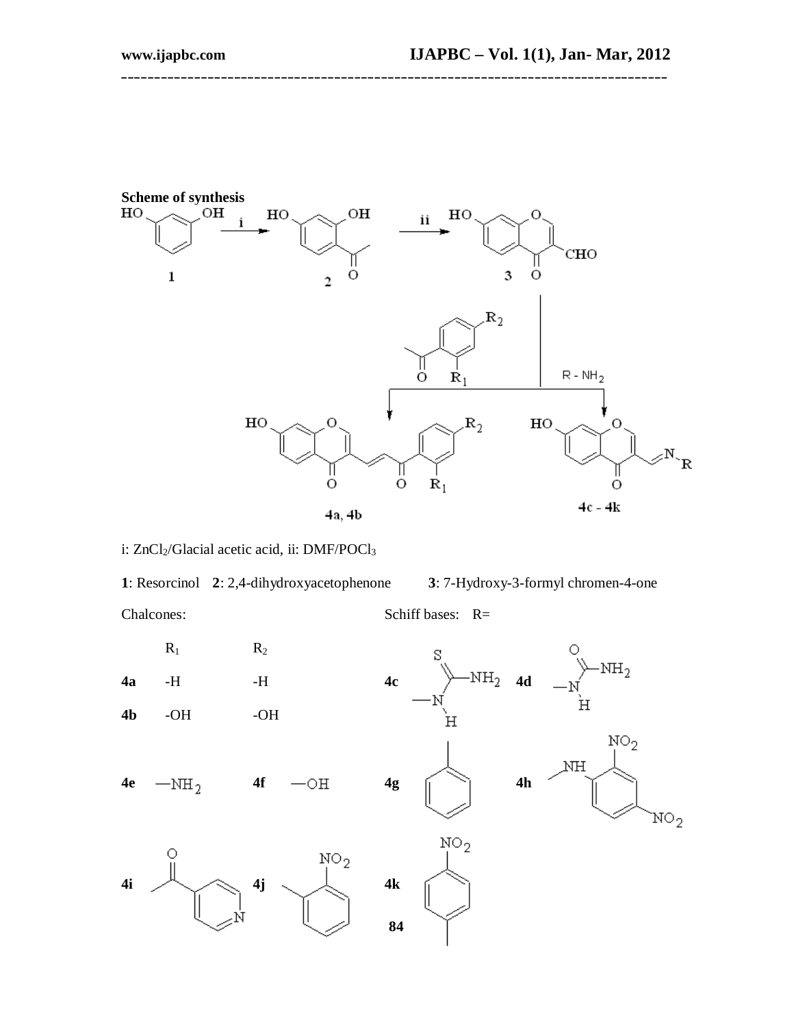**Scheme of synthesis**

i: $ZnCl_2$/Glacial acetic acid, ii: DMF/$POCl_3$

**1**: Resorcinol **2**: 2,4-dihydroxyacetophenone **3**: 7-Hydroxy-3-formyl chromen-4-one

Chalcones:

| | $R_1$ | $R_2$ |
|---|---|---|
| **4a** | -H | -H |
| **4b** | -OH | -OH |

Schiff bases: R=

**4c** **4d** **4e** $-NH_2$ **4f** $-OH$ **4g** **4h** **4i** **4j** **4k**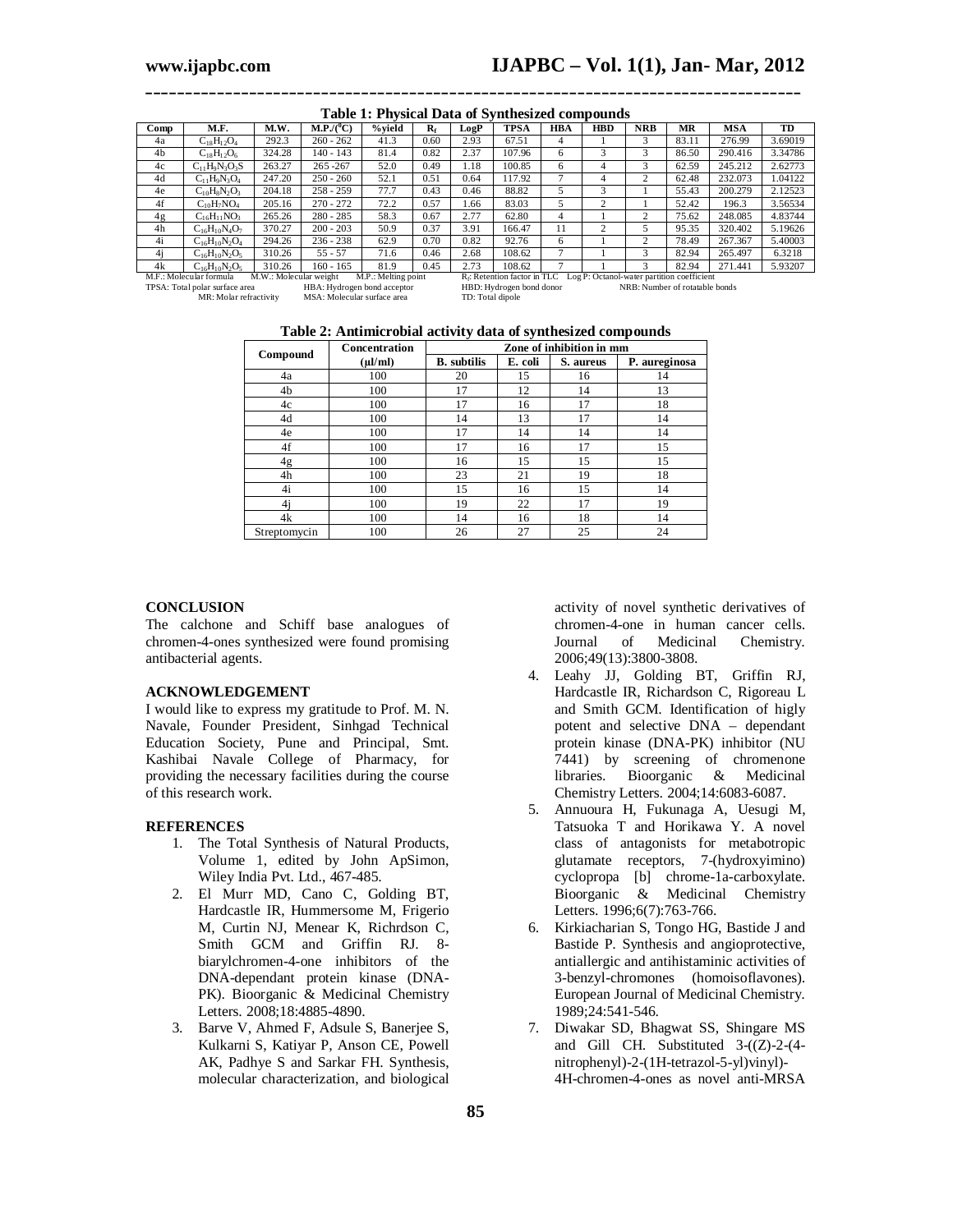**Table 1: Physical Data of Synthesized compounds**

| Comp | M.F. | M.W. | M.P./($^0$C) | %yield | $R_f$ | LogP | TPSA | HBA | HBD | NRB | MR | MSA | TD |
|---|---|---|---|---|---|---|---|---|---|---|---|---|---|
| 4a | $C_{18}H_{12}O_4$ | 292.3 | 260 - 262 | 41.3 | 0.60 | 2.93 | 67.51 | 4 | 1 | 3 | 83.11 | 276.99 | 3.69019 |
| 4b | $C_{18}H_{12}O_6$ | 324.28 | 140 - 143 | 81.4 | 0.82 | 2.37 | 107.96 | 6 | 3 | 3 | 86.50 | 290.416 | 3.34786 |
| 4c | $C_{11}H_9N_3O_3S$ | 263.27 | 265 -267 | 52.0 | 0.49 | 1.18 | 100.85 | 6 | 4 | 3 | 62.59 | 245.212 | 2.62773 |
| 4d | $C_{11}H_9N_3O_4$ | 247.20 | 250 - 260 | 52.1 | 0.51 | 0.64 | 117.92 | 7 | 4 | 2 | 62.48 | 232.073 | 1.04122 |
| 4e | $C_{10}H_8N_2O_3$ | 204.18 | 258 - 259 | 77.7 | 0.43 | 0.46 | 88.82 | 5 | 3 | 1 | 55.43 | 200.279 | 2.12523 |
| 4f | $C_{10}H_7NO_4$ | 205.16 | 270 - 272 | 72.2 | 0.57 | 1.66 | 83.03 | 5 | 2 | 1 | 52.42 | 196.3 | 3.56534 |
| 4g | $C_{16}H_{11}NO_3$ | 265.26 | 280 - 285 | 58.3 | 0.67 | 2.77 | 62.80 | 4 | 1 | 2 | 75.62 | 248.085 | 4.83744 |
| 4h | $C_{16}H_{10}N_4O_7$ | 370.27 | 200 - 203 | 50.9 | 0.37 | 3.91 | 166.47 | 11 | 2 | 5 | 95.35 | 320.402 | 5.19626 |
| 4i | $C_{16}H_{10}N_2O_4$ | 294.26 | 236 - 238 | 62.9 | 0.70 | 0.82 | 92.76 | 6 | 1 | 2 | 78.49 | 267.367 | 5.40003 |
| 4j | $C_{16}H_{10}N_2O_5$ | 310.26 | 55 - 57 | 71.6 | 0.46 | 2.68 | 108.62 | 7 | 1 | 3 | 82.94 | 265.497 | 6.3218 |
| 4k | $C_{16}H_{10}N_2O_5$ | 310.26 | 160 - 165 | 81.9 | 0.45 | 2.73 | 108.62 | 7 | 1 | 3 | 82.94 | 271.441 | 5.93207 |

M.F.: Molecular formula M.W.: Molecular weight M.P.: Melting point $R_f$: Retention factor in TLC Log P: Octanol-water partition coefficient
TPSA: Total polar surface area HBA: Hydrogen bond acceptor HBD: Hydrogen bond donor NRB: Number of rotatable bonds
MR: Molar refractivity MSA: Molecular surface area TD: Total dipole

**Table 2: Antimicrobial activity data of synthesized compounds**

| Compound | Concentration (µl/ml) | Zone of inhibition in mm | | | |
|---|---|---|---|---|---|
| | | B. subtilis | E. coli | S. aureus | P. aureginosa |
| 4a | 100 | 20 | 15 | 16 | 14 |
| 4b | 100 | 17 | 12 | 14 | 13 |
| 4c | 100 | 17 | 16 | 17 | 18 |
| 4d | 100 | 14 | 13 | 17 | 14 |
| 4e | 100 | 17 | 14 | 14 | 14 |
| 4f | 100 | 17 | 16 | 17 | 15 |
| 4g | 100 | 16 | 15 | 15 | 15 |
| 4h | 100 | 23 | 21 | 19 | 18 |
| 4i | 100 | 15 | 16 | 15 | 14 |
| 4j | 100 | 19 | 22 | 17 | 19 |
| 4k | 100 | 14 | 16 | 18 | 14 |
| Streptomycin | 100 | 26 | 27 | 25 | 24 |

## CONCLUSION

The calchone and Schiff base analogues of chromen-4-ones synthesized were found promising antibacterial agents.

## ACKNOWLEDGEMENT

I would like to express my gratitude to Prof. M. N. Navale, Founder President, Sinhgad Technical Education Society, Pune and Principal, Smt. Kashibai Navale College of Pharmacy, for providing the necessary facilities during the course of this research work.

## REFERENCES

1. The Total Synthesis of Natural Products, Volume 1, edited by John ApSimon, Wiley India Pvt. Ltd., 467-485.
2. El Murr MD, Cano C, Golding BT, Hardcastle IR, Hummersome M, Frigerio M, Curtin NJ, Menear K, Richrdson C, Smith GCM and Griffin RJ. 8-biarylchromen-4-one inhibitors of the DNA-dependant protein kinase (DNA-PK). Bioorganic & Medicinal Chemistry Letters. 2008;18:4885-4890.
3. Barve V, Ahmed F, Adsule S, Banerjee S, Kulkarni S, Katiyar P, Anson CE, Powell AK, Padhye S and Sarkar FH. Synthesis, molecular characterization, and biological activity of novel synthetic derivatives of chromen-4-one in human cancer cells. Journal of Medicinal Chemistry. 2006;49(13):3800-3808.
4. Leahy JJ, Golding BT, Griffin RJ, Hardcastle IR, Richardson C, Rigoreau L and Smith GCM. Identification of higly potent and selective DNA – dependant protein kinase (DNA-PK) inhibitor (NU 7441) by screening of chromenone libraries. Bioorganic & Medicinal Chemistry Letters. 2004;14:6083-6087.
5. Annuoura H, Fukunaga A, Uesugi M, Tatsuoka T and Horikawa Y. A novel class of antagonists for metabotropic glutamate receptors, 7-(hydroxyimino) cyclopropa [b] chrome-1a-carboxylate. Bioorganic & Medicinal Chemistry Letters. 1996;6(7):763-766.
6. Kirkiacharian S, Tongo HG, Bastide J and Bastide P. Synthesis and angioprotective, antiallergic and antihistaminic activities of 3-benzyl-chromones (homoisoflavones). European Journal of Medicinal Chemistry. 1989;24:541-546.
7. Diwakar SD, Bhagwat SS, Shingare MS and Gill CH. Substituted 3-((Z)-2-(4-nitrophenyl)-2-(1H-tetrazol-5-yl)vinyl)-4H-chromen-4-ones as novel anti-MRSA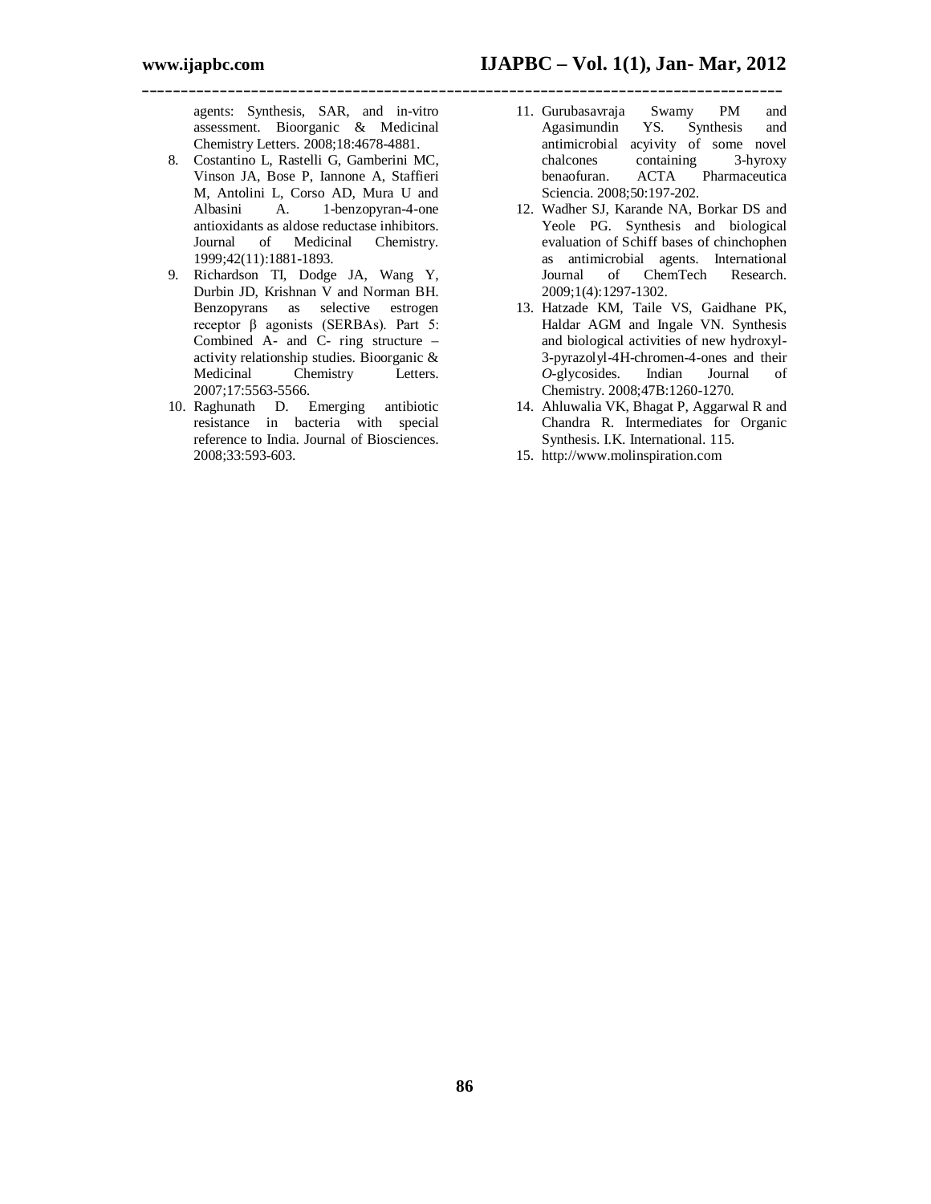agents: Synthesis, SAR, and in-vitro assessment. Bioorganic & Medicinal Chemistry Letters. 2008;18:4678-4881.

8. Costantino L, Rastelli G, Gamberini MC, Vinson JA, Bose P, Iannone A, Staffieri M, Antolini L, Corso AD, Mura U and Albasini A. 1-benzopyran-4-one antioxidants as aldose reductase inhibitors. Journal of Medicinal Chemistry. 1999;42(11):1881-1893.
9. Richardson TI, Dodge JA, Wang Y, Durbin JD, Krishnan V and Norman BH. Benzopyrans as selective estrogen receptor β agonists (SERBAs). Part 5: Combined A- and C- ring structure – activity relationship studies. Bioorganic & Medicinal Chemistry Letters. 2007;17:5563-5566.
10. Raghunath D. Emerging antibiotic resistance in bacteria with special reference to India. Journal of Biosciences. 2008;33:593-603.
11. Gurubasavraja Swamy PM and Agasimundin YS. Synthesis and antimicrobial acyivity of some novel chalcones containing 3-hyroxy benaofuran. ACTA Pharmaceutica Sciencia. 2008;50:197-202.
12. Wadher SJ, Karande NA, Borkar DS and Yeole PG. Synthesis and biological evaluation of Schiff bases of chinchophen as antimicrobial agents. International Journal of ChemTech Research. 2009;1(4):1297-1302.
13. Hatzade KM, Taile VS, Gaidhane PK, Haldar AGM and Ingale VN. Synthesis and biological activities of new hydroxyl-3-pyrazolyl-4H-chromen-4-ones and their *O*-glycosides. Indian Journal of Chemistry. 2008;47B:1260-1270.
14. Ahluwalia VK, Bhagat P, Aggarwal R and Chandra R. Intermediates for Organic Synthesis. I.K. International. 115.
15. http://www.molinspiration.com